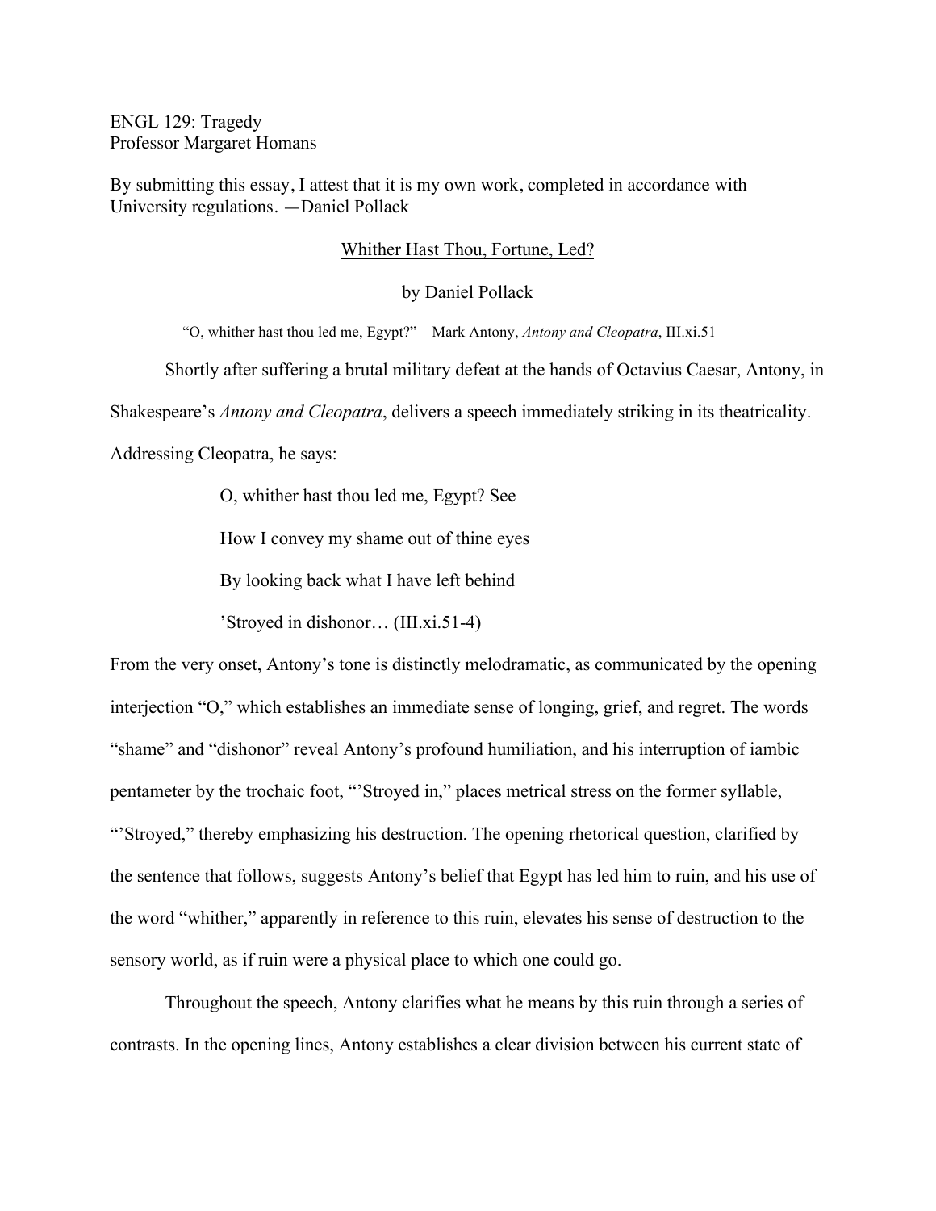ENGL 129: Tragedy
Professor Margaret Homans

By submitting this essay, I attest that it is my own work, completed in accordance with University regulations. —Daniel Pollack

<u>Whither Hast Thou, Fortune, Led?</u>

by Daniel Pollack

"O, whither hast thou led me, Egypt?" – Mark Antony, *Antony and Cleopatra*, III.xi.51

Shortly after suffering a brutal military defeat at the hands of Octavius Caesar, Antony, in Shakespeare's *Antony and Cleopatra*, delivers a speech immediately striking in its theatricality. Addressing Cleopatra, he says:

> O, whither hast thou led me, Egypt? See
>
> How I convey my shame out of thine eyes
>
> By looking back what I have left behind
>
> 'Stroyed in dishonor… (III.xi.51-4)

From the very onset, Antony's tone is distinctly melodramatic, as communicated by the opening interjection "O," which establishes an immediate sense of longing, grief, and regret. The words "shame" and "dishonor" reveal Antony's profound humiliation, and his interruption of iambic pentameter by the trochaic foot, "'Stroyed in," places metrical stress on the former syllable, "'Stroyed," thereby emphasizing his destruction. The opening rhetorical question, clarified by the sentence that follows, suggests Antony's belief that Egypt has led him to ruin, and his use of the word "whither," apparently in reference to this ruin, elevates his sense of destruction to the sensory world, as if ruin were a physical place to which one could go.

Throughout the speech, Antony clarifies what he means by this ruin through a series of contrasts. In the opening lines, Antony establishes a clear division between his current state of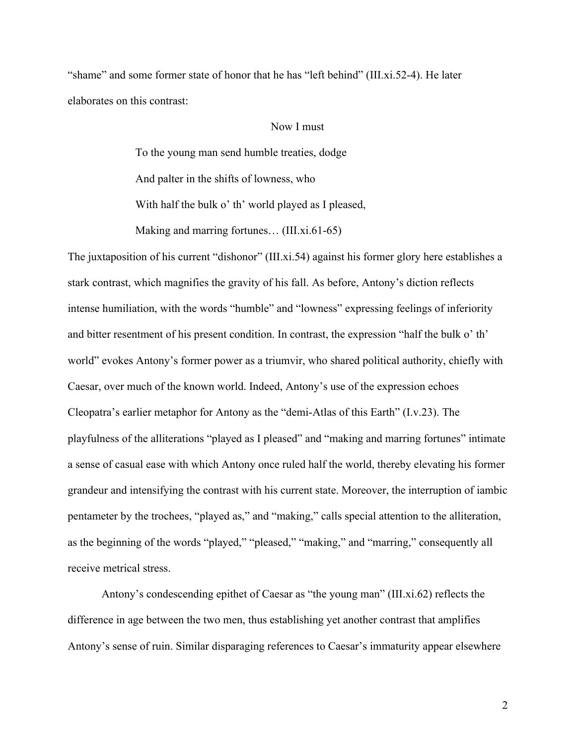"shame" and some former state of honor that he has "left behind" (III.xi.52-4). He later elaborates on this contrast:

> Now I must
>
> To the young man send humble treaties, dodge
>
> And palter in the shifts of lowness, who
>
> With half the bulk o' th' world played as I pleased,
>
> Making and marring fortunes… (III.xi.61-65)

The juxtaposition of his current "dishonor" (III.xi.54) against his former glory here establishes a stark contrast, which magnifies the gravity of his fall. As before, Antony's diction reflects intense humiliation, with the words "humble" and "lowness" expressing feelings of inferiority and bitter resentment of his present condition. In contrast, the expression "half the bulk o' th' world" evokes Antony's former power as a triumvir, who shared political authority, chiefly with Caesar, over much of the known world. Indeed, Antony's use of the expression echoes Cleopatra's earlier metaphor for Antony as the "demi-Atlas of this Earth" (I.v.23). The playfulness of the alliterations "played as I pleased" and "making and marring fortunes" intimate a sense of casual ease with which Antony once ruled half the world, thereby elevating his former grandeur and intensifying the contrast with his current state. Moreover, the interruption of iambic pentameter by the trochees, "played as," and "making," calls special attention to the alliteration, as the beginning of the words "played," "pleased," "making," and "marring," consequently all receive metrical stress.

Antony's condescending epithet of Caesar as "the young man" (III.xi.62) reflects the difference in age between the two men, thus establishing yet another contrast that amplifies Antony's sense of ruin. Similar disparaging references to Caesar's immaturity appear elsewhere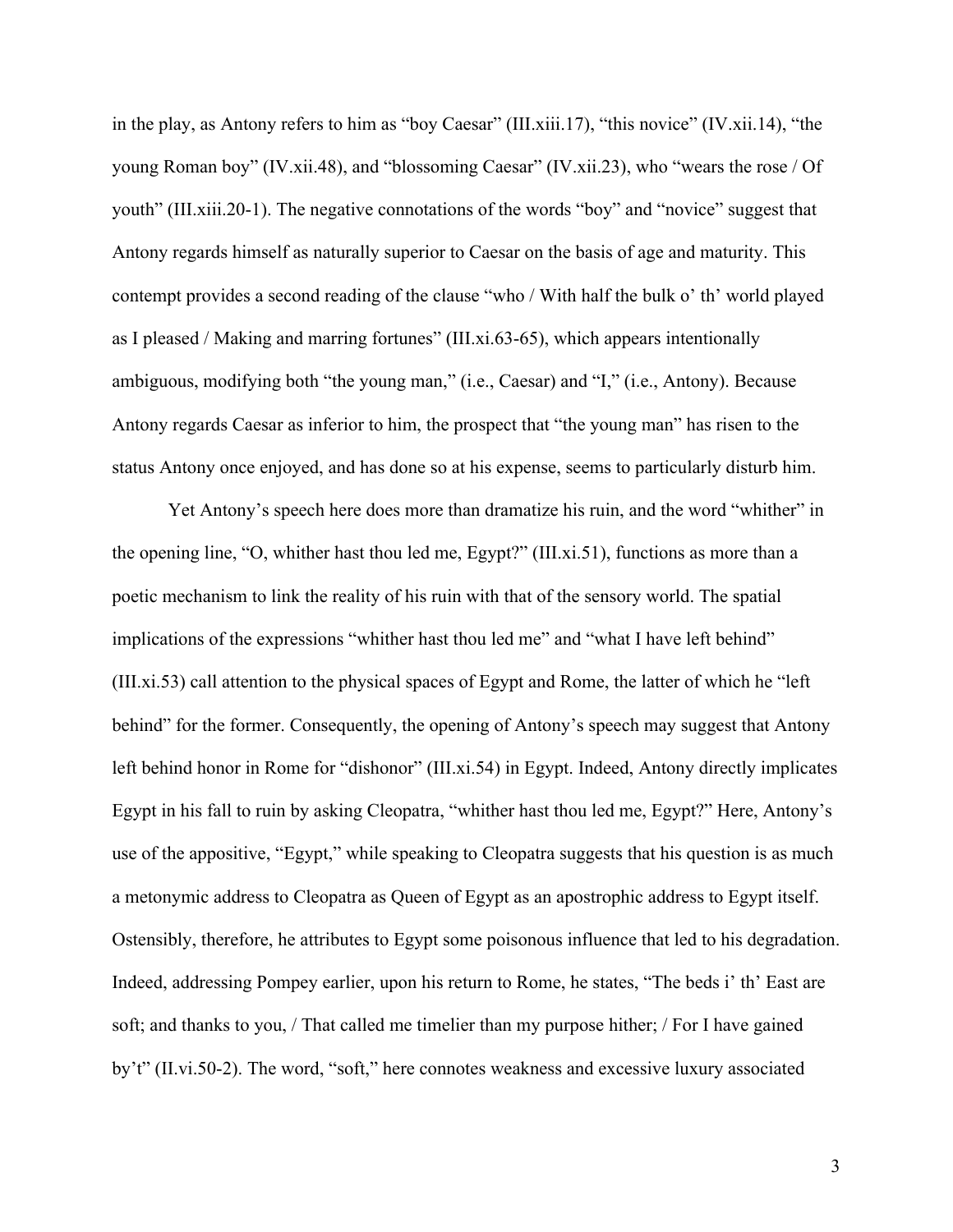in the play, as Antony refers to him as "boy Caesar" (III.xiii.17), "this novice" (IV.xii.14), "the young Roman boy" (IV.xii.48), and "blossoming Caesar" (IV.xii.23), who "wears the rose / Of youth" (III.xiii.20-1). The negative connotations of the words "boy" and "novice" suggest that Antony regards himself as naturally superior to Caesar on the basis of age and maturity. This contempt provides a second reading of the clause "who / With half the bulk o' th' world played as I pleased / Making and marring fortunes" (III.xi.63-65), which appears intentionally ambiguous, modifying both "the young man," (i.e., Caesar) and "I," (i.e., Antony). Because Antony regards Caesar as inferior to him, the prospect that "the young man" has risen to the status Antony once enjoyed, and has done so at his expense, seems to particularly disturb him.

Yet Antony's speech here does more than dramatize his ruin, and the word "whither" in the opening line, "O, whither hast thou led me, Egypt?" (III.xi.51), functions as more than a poetic mechanism to link the reality of his ruin with that of the sensory world. The spatial implications of the expressions "whither hast thou led me" and "what I have left behind" (III.xi.53) call attention to the physical spaces of Egypt and Rome, the latter of which he "left behind" for the former. Consequently, the opening of Antony's speech may suggest that Antony left behind honor in Rome for "dishonor" (III.xi.54) in Egypt. Indeed, Antony directly implicates Egypt in his fall to ruin by asking Cleopatra, "whither hast thou led me, Egypt?" Here, Antony's use of the appositive, "Egypt," while speaking to Cleopatra suggests that his question is as much a metonymic address to Cleopatra as Queen of Egypt as an apostrophic address to Egypt itself. Ostensibly, therefore, he attributes to Egypt some poisonous influence that led to his degradation. Indeed, addressing Pompey earlier, upon his return to Rome, he states, "The beds i' th' East are soft; and thanks to you, / That called me timelier than my purpose hither; / For I have gained by't" (II.vi.50-2). The word, "soft," here connotes weakness and excessive luxury associated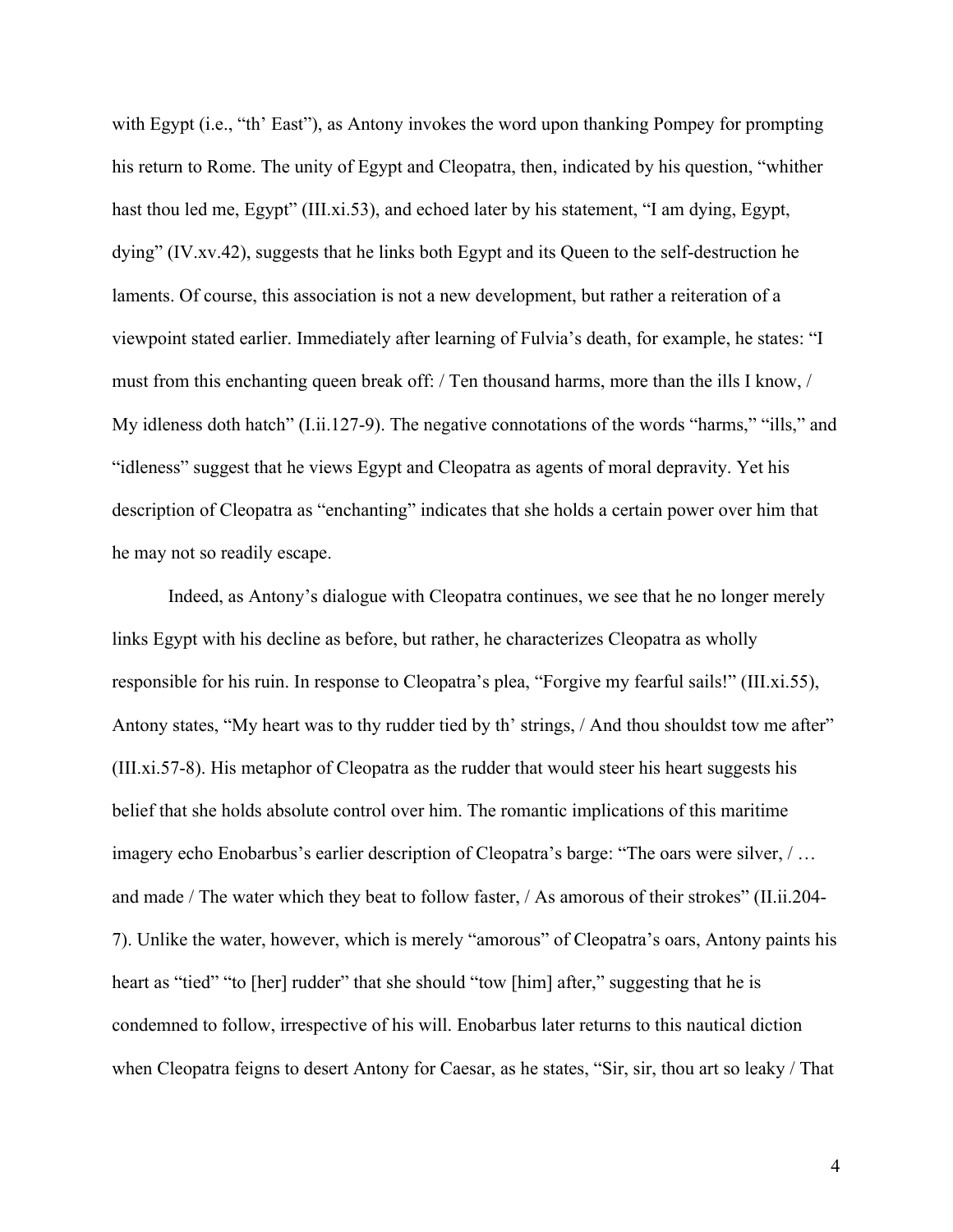with Egypt (i.e., "th' East"), as Antony invokes the word upon thanking Pompey for prompting his return to Rome. The unity of Egypt and Cleopatra, then, indicated by his question, "whither hast thou led me, Egypt" (III.xi.53), and echoed later by his statement, "I am dying, Egypt, dying" (IV.xv.42), suggests that he links both Egypt and its Queen to the self-destruction he laments. Of course, this association is not a new development, but rather a reiteration of a viewpoint stated earlier. Immediately after learning of Fulvia's death, for example, he states: "I must from this enchanting queen break off: / Ten thousand harms, more than the ills I know, / My idleness doth hatch" (I.ii.127-9). The negative connotations of the words "harms," "ills," and "idleness" suggest that he views Egypt and Cleopatra as agents of moral depravity. Yet his description of Cleopatra as "enchanting" indicates that she holds a certain power over him that he may not so readily escape.

Indeed, as Antony's dialogue with Cleopatra continues, we see that he no longer merely links Egypt with his decline as before, but rather, he characterizes Cleopatra as wholly responsible for his ruin. In response to Cleopatra's plea, "Forgive my fearful sails!" (III.xi.55), Antony states, "My heart was to thy rudder tied by th' strings, / And thou shouldst tow me after" (III.xi.57-8). His metaphor of Cleopatra as the rudder that would steer his heart suggests his belief that she holds absolute control over him. The romantic implications of this maritime imagery echo Enobarbus's earlier description of Cleopatra's barge: "The oars were silver, / … and made / The water which they beat to follow faster, / As amorous of their strokes" (II.ii.204-7). Unlike the water, however, which is merely "amorous" of Cleopatra's oars, Antony paints his heart as "tied" "to [her] rudder" that she should "tow [him] after," suggesting that he is condemned to follow, irrespective of his will. Enobarbus later returns to this nautical diction when Cleopatra feigns to desert Antony for Caesar, as he states, "Sir, sir, thou art so leaky / That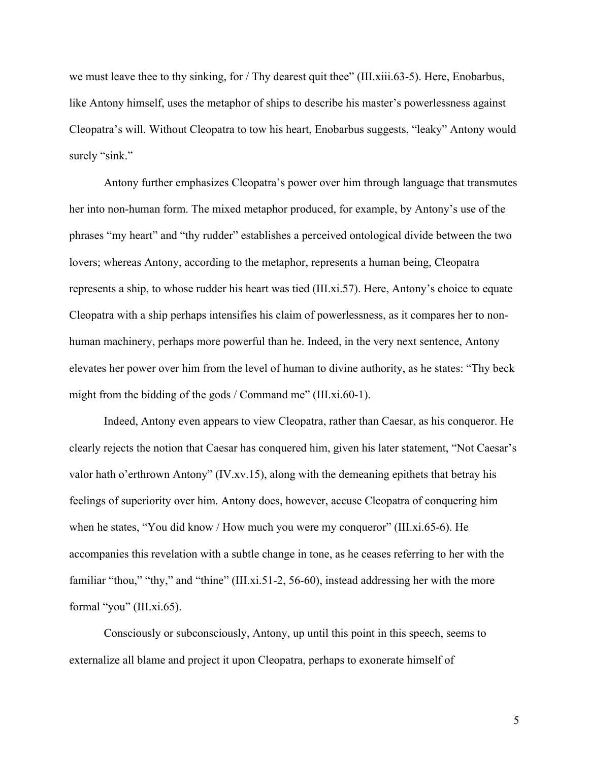we must leave thee to thy sinking, for / Thy dearest quit thee" (III.xiii.63-5). Here, Enobarbus, like Antony himself, uses the metaphor of ships to describe his master's powerlessness against Cleopatra's will. Without Cleopatra to tow his heart, Enobarbus suggests, "leaky" Antony would surely "sink."

Antony further emphasizes Cleopatra's power over him through language that transmutes her into non-human form. The mixed metaphor produced, for example, by Antony's use of the phrases "my heart" and "thy rudder" establishes a perceived ontological divide between the two lovers; whereas Antony, according to the metaphor, represents a human being, Cleopatra represents a ship, to whose rudder his heart was tied (III.xi.57). Here, Antony's choice to equate Cleopatra with a ship perhaps intensifies his claim of powerlessness, as it compares her to non-human machinery, perhaps more powerful than he. Indeed, in the very next sentence, Antony elevates her power over him from the level of human to divine authority, as he states: "Thy beck might from the bidding of the gods / Command me" (III.xi.60-1).

Indeed, Antony even appears to view Cleopatra, rather than Caesar, as his conqueror. He clearly rejects the notion that Caesar has conquered him, given his later statement, "Not Caesar's valor hath o'erthrown Antony" (IV.xv.15), along with the demeaning epithets that betray his feelings of superiority over him. Antony does, however, accuse Cleopatra of conquering him when he states, "You did know / How much you were my conqueror" (III.xi.65-6). He accompanies this revelation with a subtle change in tone, as he ceases referring to her with the familiar "thou," "thy," and "thine" (III.xi.51-2, 56-60), instead addressing her with the more formal "you" (III.xi.65).

Consciously or subconsciously, Antony, up until this point in this speech, seems to externalize all blame and project it upon Cleopatra, perhaps to exonerate himself of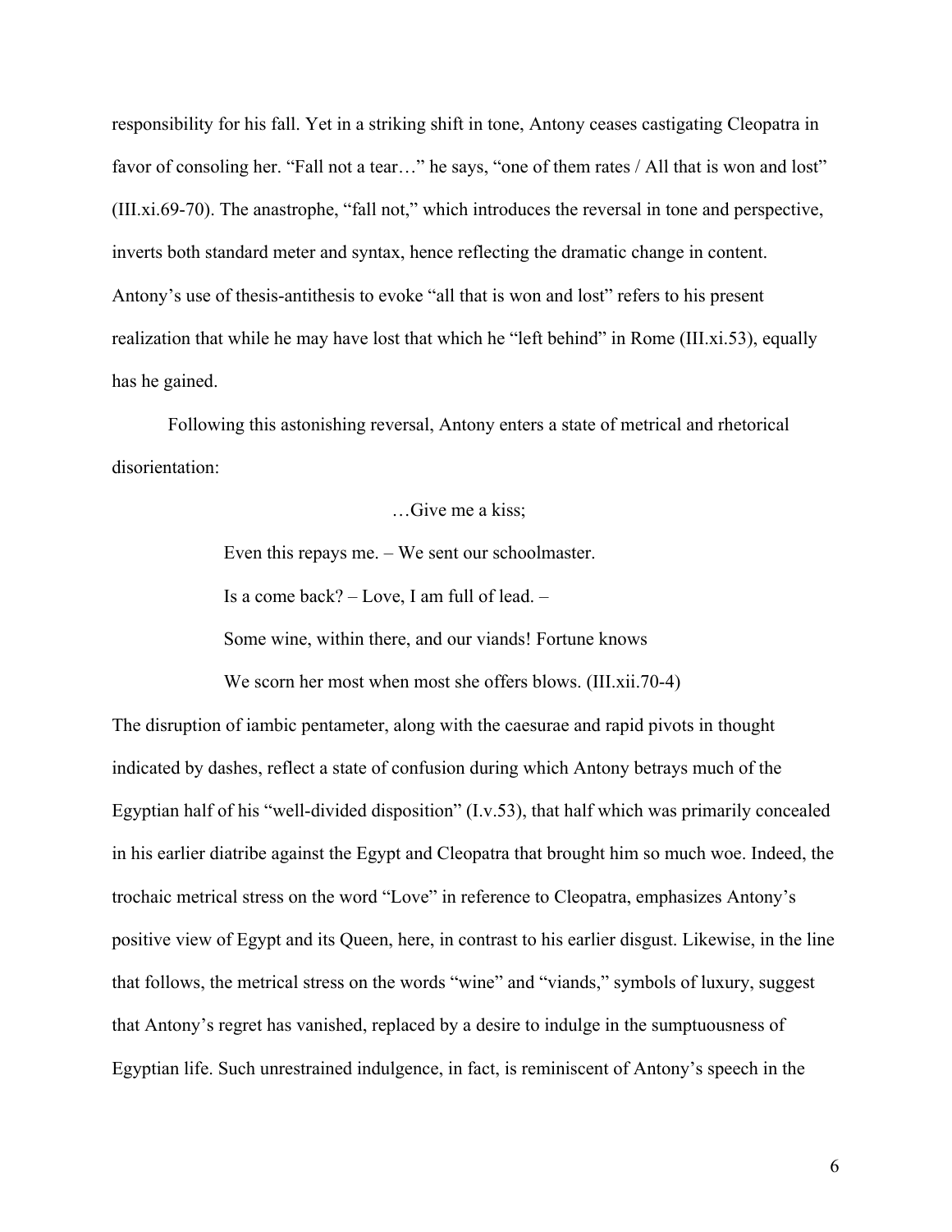responsibility for his fall. Yet in a striking shift in tone, Antony ceases castigating Cleopatra in favor of consoling her. "Fall not a tear…" he says, "one of them rates / All that is won and lost" (III.xi.69-70). The anastrophe, "fall not," which introduces the reversal in tone and perspective, inverts both standard meter and syntax, hence reflecting the dramatic change in content. Antony's use of thesis-antithesis to evoke "all that is won and lost" refers to his present realization that while he may have lost that which he "left behind" in Rome (III.xi.53), equally has he gained.

Following this astonishing reversal, Antony enters a state of metrical and rhetorical disorientation:

> …Give me a kiss;
>
> Even this repays me. – We sent our schoolmaster.
>
> Is a come back? – Love, I am full of lead. –
>
> Some wine, within there, and our viands! Fortune knows
>
> We scorn her most when most she offers blows. (III.xii.70-4)

The disruption of iambic pentameter, along with the caesurae and rapid pivots in thought indicated by dashes, reflect a state of confusion during which Antony betrays much of the Egyptian half of his "well-divided disposition" (I.v.53), that half which was primarily concealed in his earlier diatribe against the Egypt and Cleopatra that brought him so much woe. Indeed, the trochaic metrical stress on the word "Love" in reference to Cleopatra, emphasizes Antony's positive view of Egypt and its Queen, here, in contrast to his earlier disgust. Likewise, in the line that follows, the metrical stress on the words "wine" and "viands," symbols of luxury, suggest that Antony's regret has vanished, replaced by a desire to indulge in the sumptuousness of Egyptian life. Such unrestrained indulgence, in fact, is reminiscent of Antony's speech in the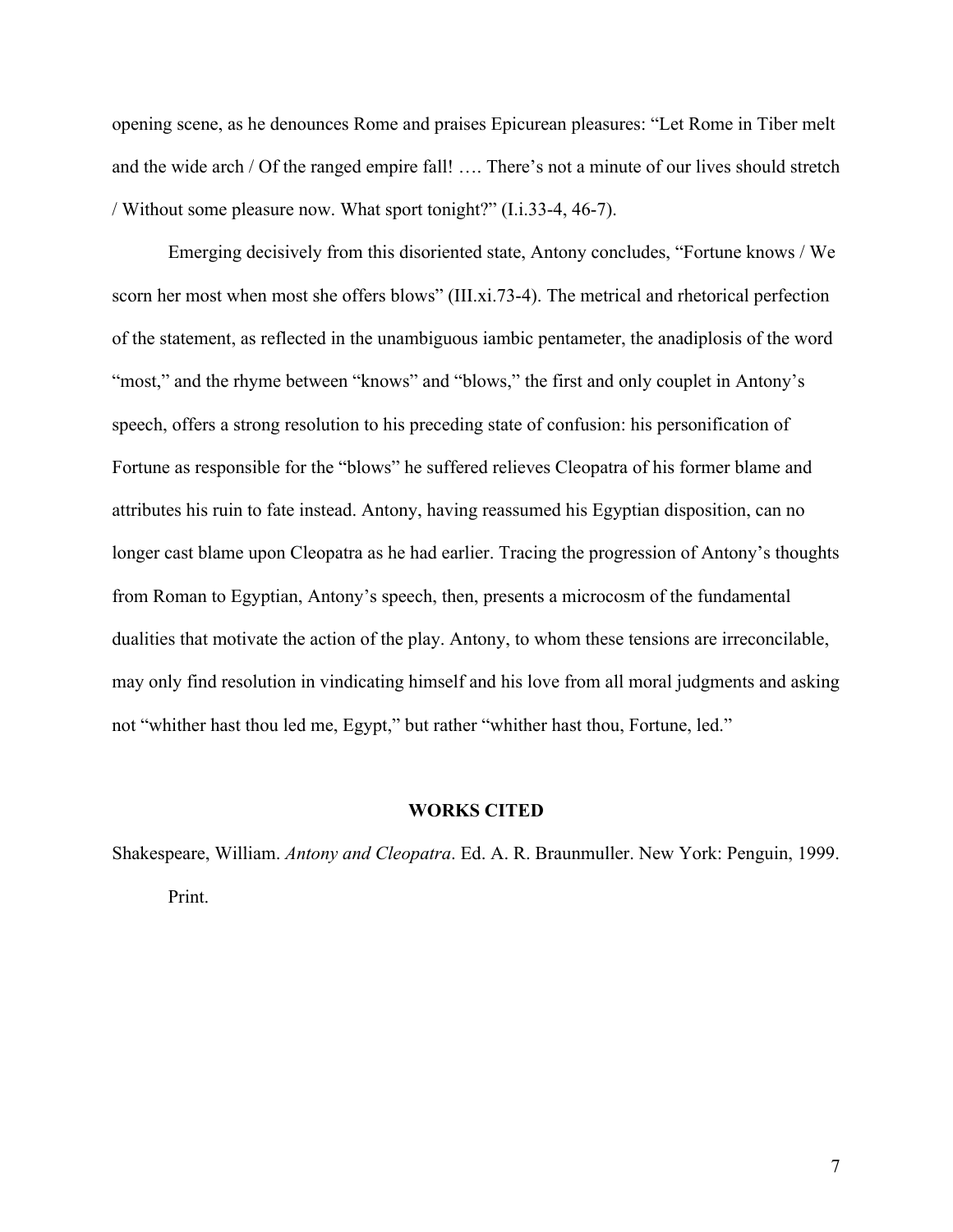opening scene, as he denounces Rome and praises Epicurean pleasures: "Let Rome in Tiber melt and the wide arch / Of the ranged empire fall! …. There's not a minute of our lives should stretch / Without some pleasure now. What sport tonight?" (I.i.33-4, 46-7).

Emerging decisively from this disoriented state, Antony concludes, "Fortune knows / We scorn her most when most she offers blows" (III.xi.73-4). The metrical and rhetorical perfection of the statement, as reflected in the unambiguous iambic pentameter, the anadiplosis of the word "most," and the rhyme between "knows" and "blows," the first and only couplet in Antony's speech, offers a strong resolution to his preceding state of confusion: his personification of Fortune as responsible for the "blows" he suffered relieves Cleopatra of his former blame and attributes his ruin to fate instead. Antony, having reassumed his Egyptian disposition, can no longer cast blame upon Cleopatra as he had earlier. Tracing the progression of Antony's thoughts from Roman to Egyptian, Antony's speech, then, presents a microcosm of the fundamental dualities that motivate the action of the play. Antony, to whom these tensions are irreconcilable, may only find resolution in vindicating himself and his love from all moral judgments and asking not "whither hast thou led me, Egypt," but rather "whither hast thou, Fortune, led."

## WORKS CITED

Shakespeare, William. *Antony and Cleopatra*. Ed. A. R. Braunmuller. New York: Penguin, 1999. Print.